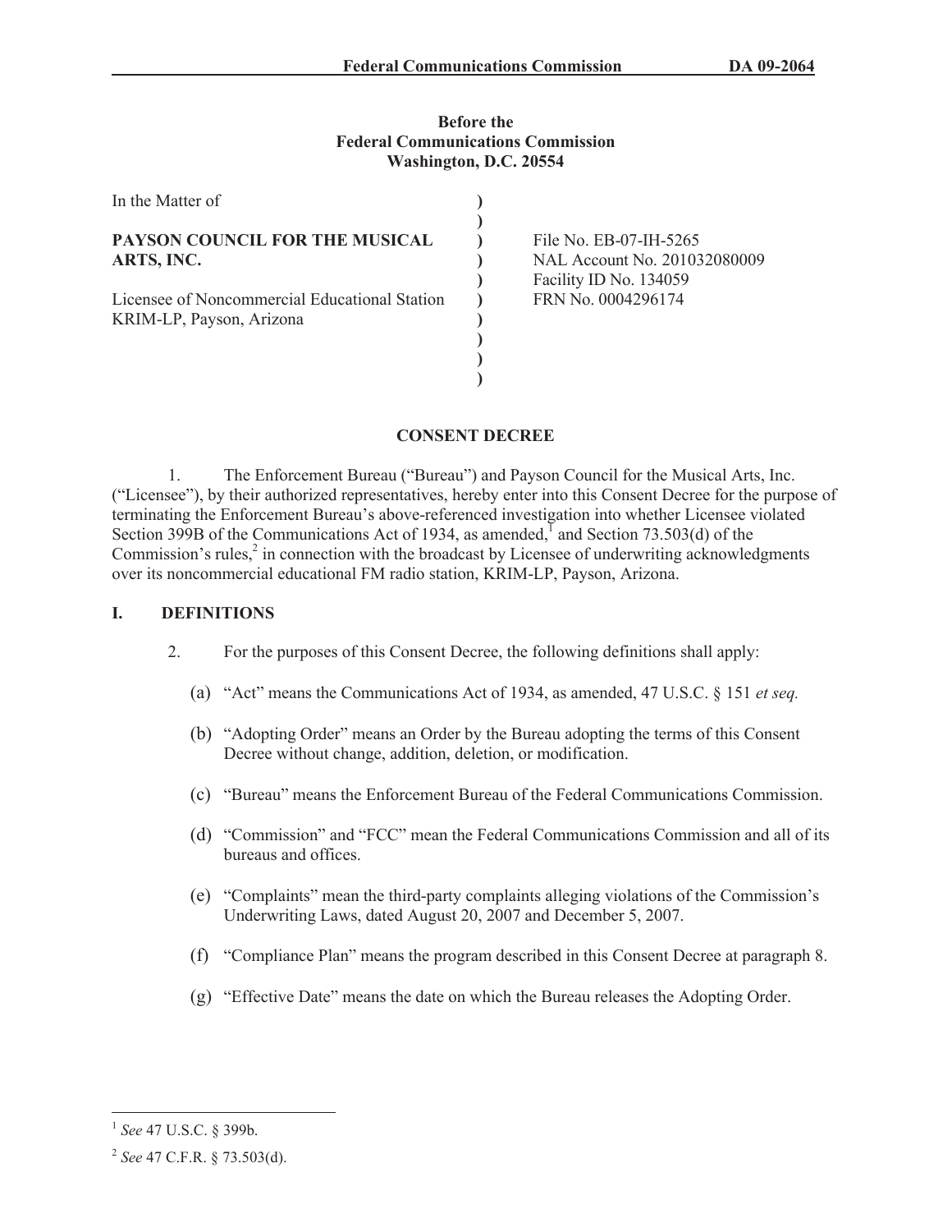**Before the**
**Federal Communications Commission**
**Washington, D.C. 20554**

| | |
|---|---|
| In the Matter of<br><br>**PAYSON COUNCIL FOR THE MUSICAL ARTS, INC.**<br><br>Licensee of Noncommercial Educational Station KRIM-LP, Payson, Arizona | File No. EB-07-IH-5265<br>NAL Account No. 201032080009<br>Facility ID No. 134059<br>FRN No. 0004296174 |

## CONSENT DECREE

1. The Enforcement Bureau ("Bureau") and Payson Council for the Musical Arts, Inc. ("Licensee"), by their authorized representatives, hereby enter into this Consent Decree for the purpose of terminating the Enforcement Bureau's above-referenced investigation into whether Licensee violated Section 399B of the Communications Act of 1934, as amended,[1] and Section 73.503(d) of the Commission's rules,[2] in connection with the broadcast by Licensee of underwriting acknowledgments over its noncommercial educational FM radio station, KRIM-LP, Payson, Arizona.

## I. DEFINITIONS

2. For the purposes of this Consent Decree, the following definitions shall apply:

(a) "Act" means the Communications Act of 1934, as amended, 47 U.S.C. § 151 *et seq.*

(b) "Adopting Order" means an Order by the Bureau adopting the terms of this Consent Decree without change, addition, deletion, or modification.

(c) "Bureau" means the Enforcement Bureau of the Federal Communications Commission.

(d) "Commission" and "FCC" mean the Federal Communications Commission and all of its bureaus and offices.

(e) "Complaints" mean the third-party complaints alleging violations of the Commission's Underwriting Laws, dated August 20, 2007 and December 5, 2007.

(f) "Compliance Plan" means the program described in this Consent Decree at paragraph 8.

(g) "Effective Date" means the date on which the Bureau releases the Adopting Order.

---

[1] *See* 47 U.S.C. § 399b.

[2] *See* 47 C.F.R. § 73.503(d).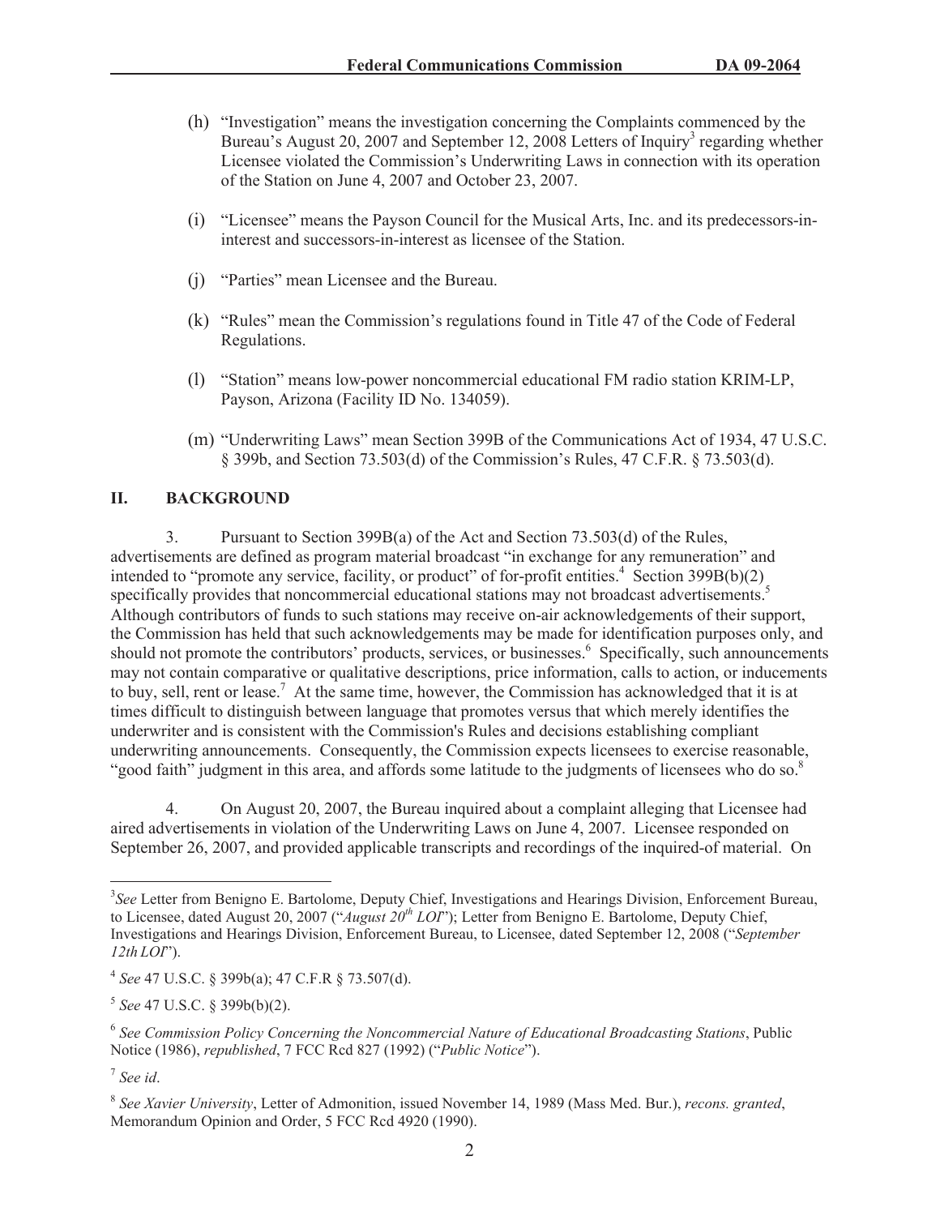(h) "Investigation" means the investigation concerning the Complaints commenced by the Bureau's August 20, 2007 and September 12, 2008 Letters of Inquiry[3] regarding whether Licensee violated the Commission's Underwriting Laws in connection with its operation of the Station on June 4, 2007 and October 23, 2007.

(i) "Licensee" means the Payson Council for the Musical Arts, Inc. and its predecessors-in-interest and successors-in-interest as licensee of the Station.

(j) "Parties" mean Licensee and the Bureau.

(k) "Rules" mean the Commission's regulations found in Title 47 of the Code of Federal Regulations.

(l) "Station" means low-power noncommercial educational FM radio station KRIM-LP, Payson, Arizona (Facility ID No. 134059).

(m) "Underwriting Laws" mean Section 399B of the Communications Act of 1934, 47 U.S.C. § 399b, and Section 73.503(d) of the Commission's Rules, 47 C.F.R. § 73.503(d).

## II. BACKGROUND

3. Pursuant to Section 399B(a) of the Act and Section 73.503(d) of the Rules, advertisements are defined as program material broadcast "in exchange for any remuneration" and intended to "promote any service, facility, or product" of for-profit entities.[4] Section 399B(b)(2) specifically provides that noncommercial educational stations may not broadcast advertisements.[5] Although contributors of funds to such stations may receive on-air acknowledgements of their support, the Commission has held that such acknowledgements may be made for identification purposes only, and should not promote the contributors' products, services, or businesses.[6] Specifically, such announcements may not contain comparative or qualitative descriptions, price information, calls to action, or inducements to buy, sell, rent or lease.[7] At the same time, however, the Commission has acknowledged that it is at times difficult to distinguish between language that promotes versus that which merely identifies the underwriter and is consistent with the Commission's Rules and decisions establishing compliant underwriting announcements. Consequently, the Commission expects licensees to exercise reasonable, "good faith" judgment in this area, and affords some latitude to the judgments of licensees who do so.[8]

4. On August 20, 2007, the Bureau inquired about a complaint alleging that Licensee had aired advertisements in violation of the Underwriting Laws on June 4, 2007. Licensee responded on September 26, 2007, and provided applicable transcripts and recordings of the inquired-of material. On

---

[3] *See* Letter from Benigno E. Bartolome, Deputy Chief, Investigations and Hearings Division, Enforcement Bureau, to Licensee, dated August 20, 2007 ("*August 20th LOI*"); Letter from Benigno E. Bartolome, Deputy Chief, Investigations and Hearings Division, Enforcement Bureau, to Licensee, dated September 12, 2008 ("*September 12th LOI*").

[4] *See* 47 U.S.C. § 399b(a); 47 C.F.R § 73.507(d).

[5] *See* 47 U.S.C. § 399b(b)(2).

[6] *See Commission Policy Concerning the Noncommercial Nature of Educational Broadcasting Stations*, Public Notice (1986), *republished*, 7 FCC Rcd 827 (1992) ("*Public Notice*").

[7] *See id*.

[8] *See Xavier University*, Letter of Admonition, issued November 14, 1989 (Mass Med. Bur.), *recons. granted*, Memorandum Opinion and Order, 5 FCC Rcd 4920 (1990).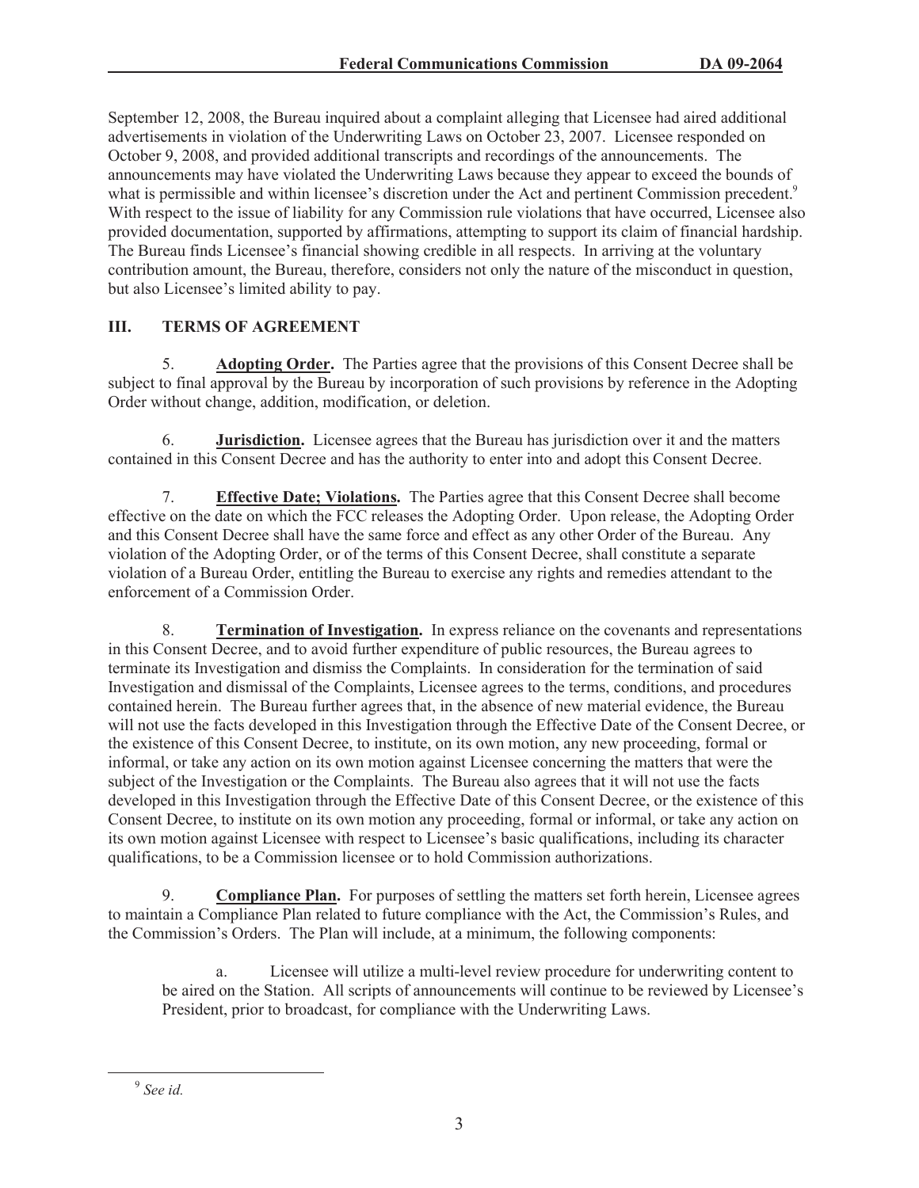September 12, 2008, the Bureau inquired about a complaint alleging that Licensee had aired additional advertisements in violation of the Underwriting Laws on October 23, 2007. Licensee responded on October 9, 2008, and provided additional transcripts and recordings of the announcements. The announcements may have violated the Underwriting Laws because they appear to exceed the bounds of what is permissible and within licensee's discretion under the Act and pertinent Commission precedent.[9] With respect to the issue of liability for any Commission rule violations that have occurred, Licensee also provided documentation, supported by affirmations, attempting to support its claim of financial hardship. The Bureau finds Licensee's financial showing credible in all respects. In arriving at the voluntary contribution amount, the Bureau, therefore, considers not only the nature of the misconduct in question, but also Licensee's limited ability to pay.

## III. TERMS OF AGREEMENT

5. **Adopting Order.** The Parties agree that the provisions of this Consent Decree shall be subject to final approval by the Bureau by incorporation of such provisions by reference in the Adopting Order without change, addition, modification, or deletion.

6. **Jurisdiction.** Licensee agrees that the Bureau has jurisdiction over it and the matters contained in this Consent Decree and has the authority to enter into and adopt this Consent Decree.

7. **Effective Date; Violations.** The Parties agree that this Consent Decree shall become effective on the date on which the FCC releases the Adopting Order. Upon release, the Adopting Order and this Consent Decree shall have the same force and effect as any other Order of the Bureau. Any violation of the Adopting Order, or of the terms of this Consent Decree, shall constitute a separate violation of a Bureau Order, entitling the Bureau to exercise any rights and remedies attendant to the enforcement of a Commission Order.

8. **Termination of Investigation.** In express reliance on the covenants and representations in this Consent Decree, and to avoid further expenditure of public resources, the Bureau agrees to terminate its Investigation and dismiss the Complaints. In consideration for the termination of said Investigation and dismissal of the Complaints, Licensee agrees to the terms, conditions, and procedures contained herein. The Bureau further agrees that, in the absence of new material evidence, the Bureau will not use the facts developed in this Investigation through the Effective Date of the Consent Decree, or the existence of this Consent Decree, to institute, on its own motion, any new proceeding, formal or informal, or take any action on its own motion against Licensee concerning the matters that were the subject of the Investigation or the Complaints. The Bureau also agrees that it will not use the facts developed in this Investigation through the Effective Date of this Consent Decree, or the existence of this Consent Decree, to institute on its own motion any proceeding, formal or informal, or take any action on its own motion against Licensee with respect to Licensee's basic qualifications, including its character qualifications, to be a Commission licensee or to hold Commission authorizations.

9. **Compliance Plan.** For purposes of settling the matters set forth herein, Licensee agrees to maintain a Compliance Plan related to future compliance with the Act, the Commission's Rules, and the Commission's Orders. The Plan will include, at a minimum, the following components:

a. Licensee will utilize a multi-level review procedure for underwriting content to be aired on the Station. All scripts of announcements will continue to be reviewed by Licensee's President, prior to broadcast, for compliance with the Underwriting Laws.

---

[9] *See id.*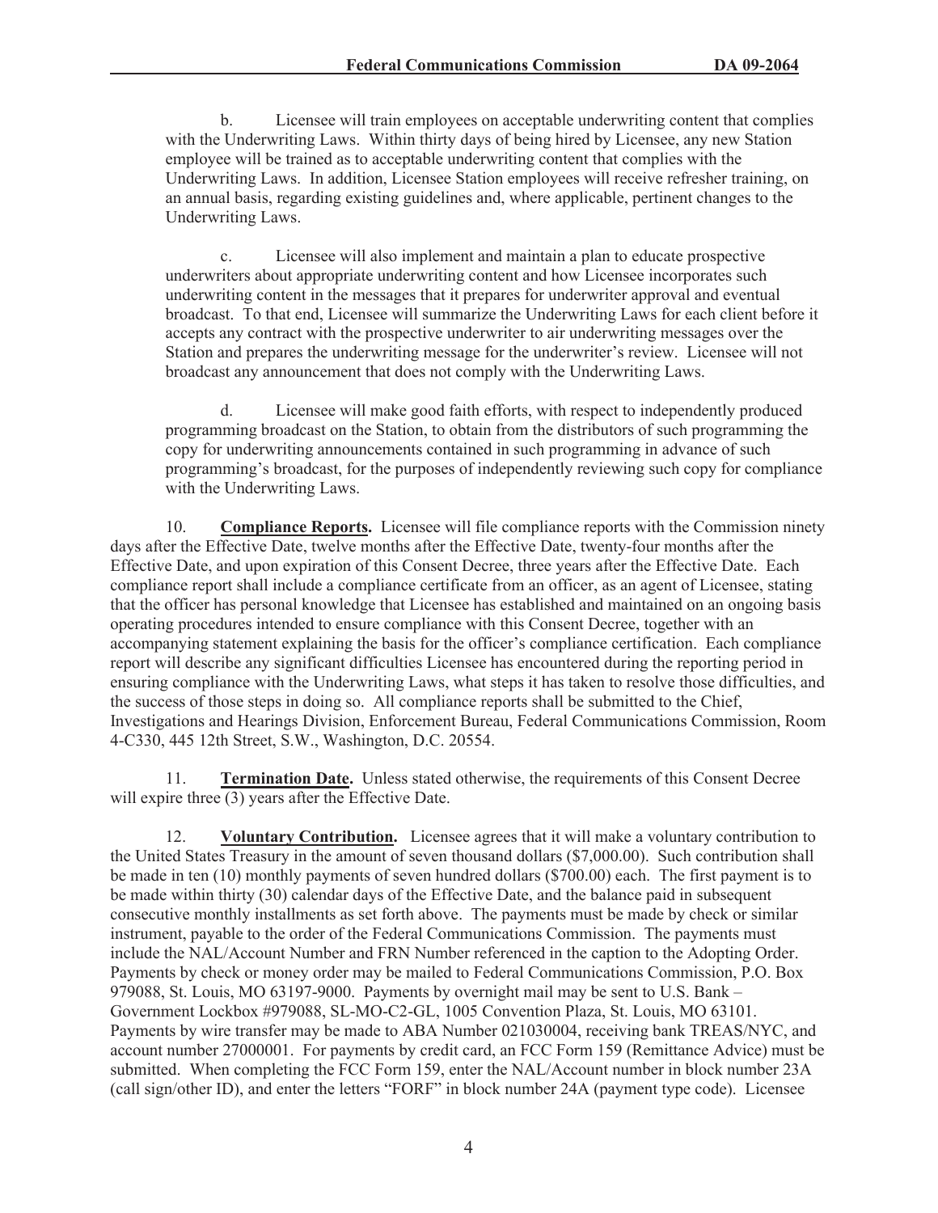b. Licensee will train employees on acceptable underwriting content that complies with the Underwriting Laws. Within thirty days of being hired by Licensee, any new Station employee will be trained as to acceptable underwriting content that complies with the Underwriting Laws. In addition, Licensee Station employees will receive refresher training, on an annual basis, regarding existing guidelines and, where applicable, pertinent changes to the Underwriting Laws.

c. Licensee will also implement and maintain a plan to educate prospective underwriters about appropriate underwriting content and how Licensee incorporates such underwriting content in the messages that it prepares for underwriter approval and eventual broadcast. To that end, Licensee will summarize the Underwriting Laws for each client before it accepts any contract with the prospective underwriter to air underwriting messages over the Station and prepares the underwriting message for the underwriter's review. Licensee will not broadcast any announcement that does not comply with the Underwriting Laws.

d. Licensee will make good faith efforts, with respect to independently produced programming broadcast on the Station, to obtain from the distributors of such programming the copy for underwriting announcements contained in such programming in advance of such programming's broadcast, for the purposes of independently reviewing such copy for compliance with the Underwriting Laws.

10. **Compliance Reports.** Licensee will file compliance reports with the Commission ninety days after the Effective Date, twelve months after the Effective Date, twenty-four months after the Effective Date, and upon expiration of this Consent Decree, three years after the Effective Date. Each compliance report shall include a compliance certificate from an officer, as an agent of Licensee, stating that the officer has personal knowledge that Licensee has established and maintained on an ongoing basis operating procedures intended to ensure compliance with this Consent Decree, together with an accompanying statement explaining the basis for the officer's compliance certification. Each compliance report will describe any significant difficulties Licensee has encountered during the reporting period in ensuring compliance with the Underwriting Laws, what steps it has taken to resolve those difficulties, and the success of those steps in doing so. All compliance reports shall be submitted to the Chief, Investigations and Hearings Division, Enforcement Bureau, Federal Communications Commission, Room 4-C330, 445 12th Street, S.W., Washington, D.C. 20554.

11. **Termination Date.** Unless stated otherwise, the requirements of this Consent Decree will expire three (3) years after the Effective Date.

12. **Voluntary Contribution.** Licensee agrees that it will make a voluntary contribution to the United States Treasury in the amount of seven thousand dollars ($7,000.00). Such contribution shall be made in ten (10) monthly payments of seven hundred dollars ($700.00) each. The first payment is to be made within thirty (30) calendar days of the Effective Date, and the balance paid in subsequent consecutive monthly installments as set forth above. The payments must be made by check or similar instrument, payable to the order of the Federal Communications Commission. The payments must include the NAL/Account Number and FRN Number referenced in the caption to the Adopting Order. Payments by check or money order may be mailed to Federal Communications Commission, P.O. Box 979088, St. Louis, MO 63197-9000. Payments by overnight mail may be sent to U.S. Bank – Government Lockbox #979088, SL-MO-C2-GL, 1005 Convention Plaza, St. Louis, MO 63101. Payments by wire transfer may be made to ABA Number 021030004, receiving bank TREAS/NYC, and account number 27000001. For payments by credit card, an FCC Form 159 (Remittance Advice) must be submitted. When completing the FCC Form 159, enter the NAL/Account number in block number 23A (call sign/other ID), and enter the letters "FORF" in block number 24A (payment type code). Licensee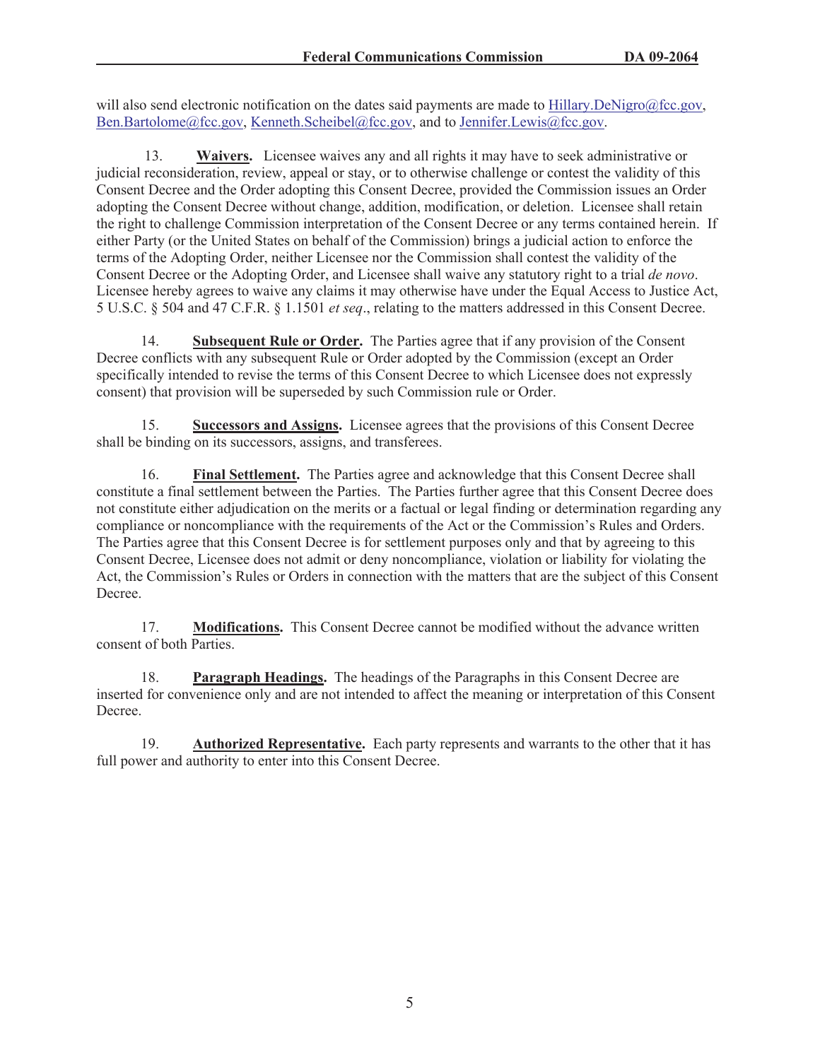will also send electronic notification on the dates said payments are made to Hillary.DeNigro@fcc.gov, Ben.Bartolome@fcc.gov, Kenneth.Scheibel@fcc.gov, and to Jennifer.Lewis@fcc.gov.

13. **Waivers.** Licensee waives any and all rights it may have to seek administrative or judicial reconsideration, review, appeal or stay, or to otherwise challenge or contest the validity of this Consent Decree and the Order adopting this Consent Decree, provided the Commission issues an Order adopting the Consent Decree without change, addition, modification, or deletion. Licensee shall retain the right to challenge Commission interpretation of the Consent Decree or any terms contained herein. If either Party (or the United States on behalf of the Commission) brings a judicial action to enforce the terms of the Adopting Order, neither Licensee nor the Commission shall contest the validity of the Consent Decree or the Adopting Order, and Licensee shall waive any statutory right to a trial *de novo*. Licensee hereby agrees to waive any claims it may otherwise have under the Equal Access to Justice Act, 5 U.S.C. § 504 and 47 C.F.R. § 1.1501 *et seq*., relating to the matters addressed in this Consent Decree.

14. **Subsequent Rule or Order.** The Parties agree that if any provision of the Consent Decree conflicts with any subsequent Rule or Order adopted by the Commission (except an Order specifically intended to revise the terms of this Consent Decree to which Licensee does not expressly consent) that provision will be superseded by such Commission rule or Order.

15. **Successors and Assigns.** Licensee agrees that the provisions of this Consent Decree shall be binding on its successors, assigns, and transferees.

16. **Final Settlement.** The Parties agree and acknowledge that this Consent Decree shall constitute a final settlement between the Parties. The Parties further agree that this Consent Decree does not constitute either adjudication on the merits or a factual or legal finding or determination regarding any compliance or noncompliance with the requirements of the Act or the Commission's Rules and Orders. The Parties agree that this Consent Decree is for settlement purposes only and that by agreeing to this Consent Decree, Licensee does not admit or deny noncompliance, violation or liability for violating the Act, the Commission's Rules or Orders in connection with the matters that are the subject of this Consent Decree.

17. **Modifications.** This Consent Decree cannot be modified without the advance written consent of both Parties.

18. **Paragraph Headings.** The headings of the Paragraphs in this Consent Decree are inserted for convenience only and are not intended to affect the meaning or interpretation of this Consent Decree.

19. **Authorized Representative.** Each party represents and warrants to the other that it has full power and authority to enter into this Consent Decree.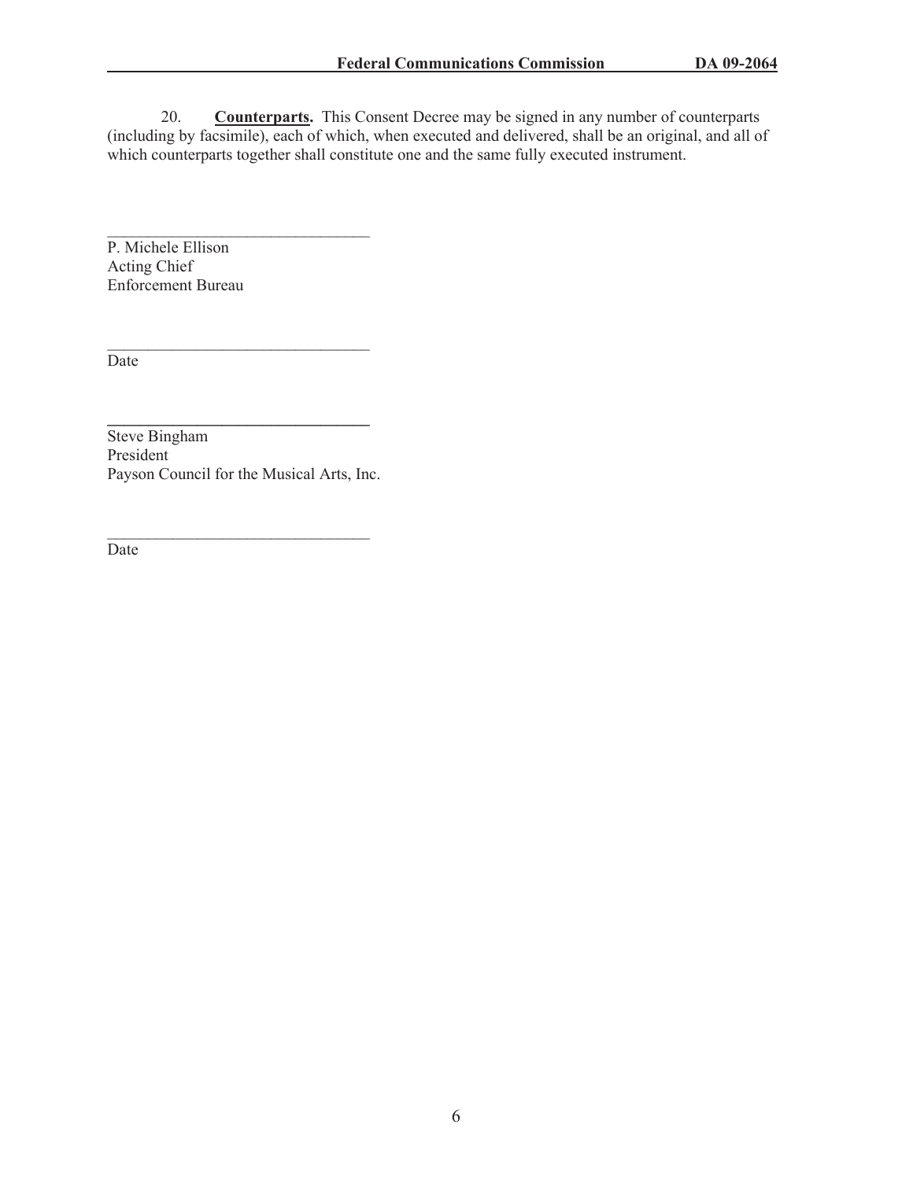20. **Counterparts.** This Consent Decree may be signed in any number of counterparts (including by facsimile), each of which, when executed and delivered, shall be an original, and all of which counterparts together shall constitute one and the same fully executed instrument.

\_\_\_\_\_\_\_\_\_\_\_\_\_\_\_\_\_\_\_\_\_\_\_\_\_\_\_\_\_\_\_\_
P. Michele Ellison
Acting Chief
Enforcement Bureau

\_\_\_\_\_\_\_\_\_\_\_\_\_\_\_\_\_\_\_\_\_\_\_\_\_\_\_\_\_\_\_\_
Date

\_\_\_\_\_\_\_\_\_\_\_\_\_\_\_\_\_\_\_\_\_\_\_\_\_\_\_\_\_\_\_\_
Steve Bingham
President
Payson Council for the Musical Arts, Inc.

\_\_\_\_\_\_\_\_\_\_\_\_\_\_\_\_\_\_\_\_\_\_\_\_\_\_\_\_\_\_\_\_
Date